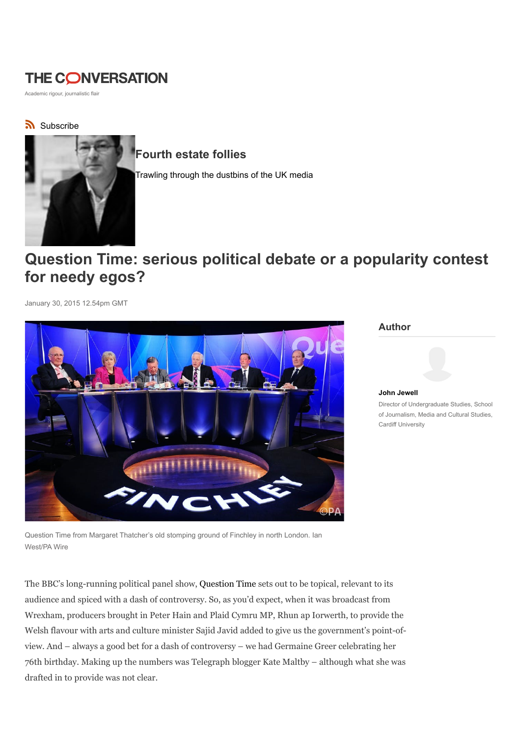# THE CONVERSATION

Academic rigour, journalistic flair

Subscribe

## Fourth estate follies

Trawling through the dustbins of the UK media

# Question Time: serious political debate or a popularity contest for needy egos?

January 30, 2015 12.54pm GMT

Question Time from Margaret Thatcher's old stomping ground of Finchley in north London. Ian West/PA Wire

**Author**

**John Jewell**
Director of Undergraduate Studies, School of Journalism, Media and Cultural Studies, Cardiff University

The BBC's long-running political panel show, Question Time sets out to be topical, relevant to its audience and spiced with a dash of controversy. So, as you'd expect, when it was broadcast from Wrexham, producers brought in Peter Hain and Plaid Cymru MP, Rhun ap Iorwerth, to provide the Welsh flavour with arts and culture minister Sajid Javid added to give us the government's point-of-view. And – always a good bet for a dash of controversy – we had Germaine Greer celebrating her 76th birthday. Making up the numbers was Telegraph blogger Kate Maltby – although what she was drafted in to provide was not clear.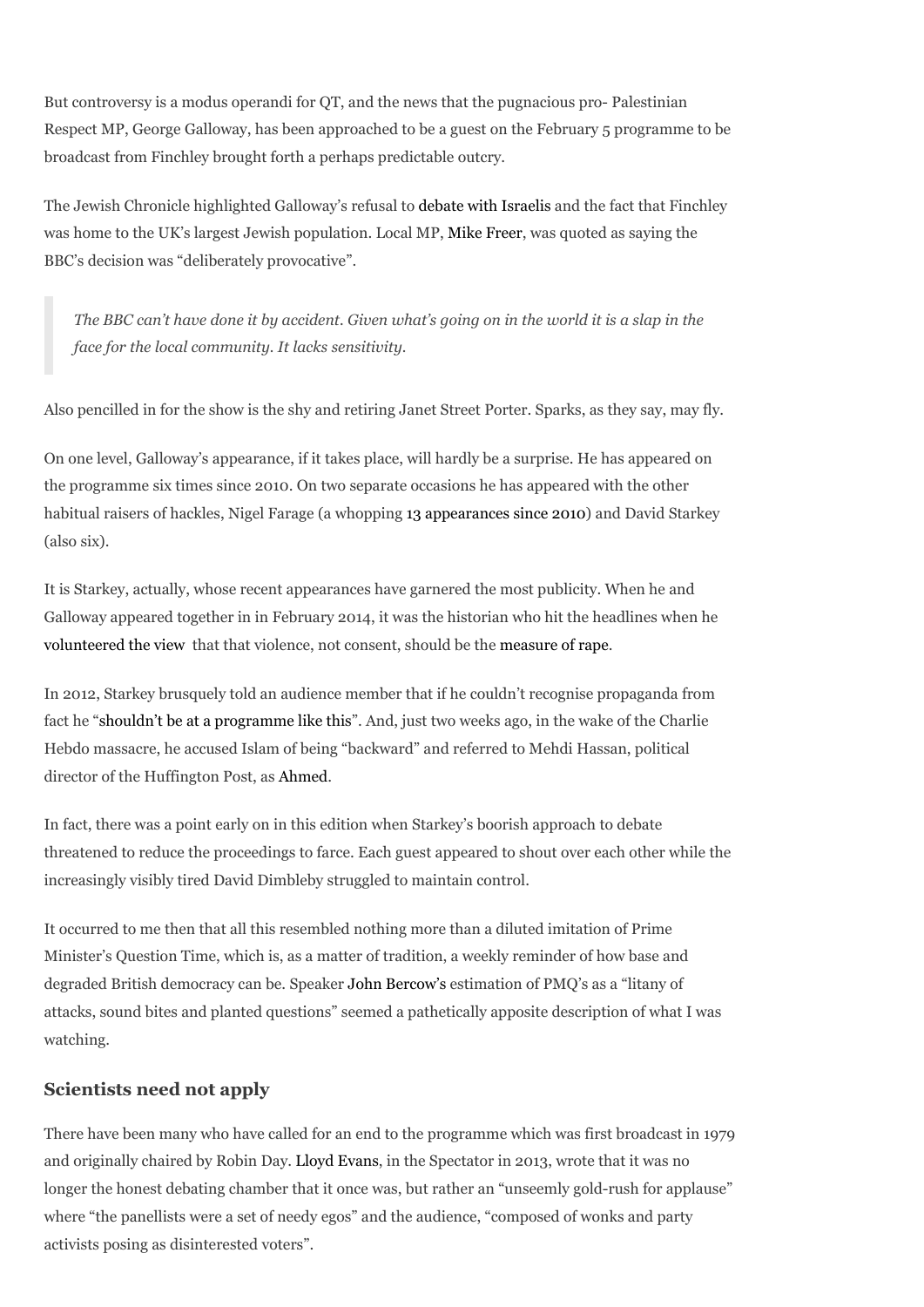But controversy is a modus operandi for QT, and the news that the pugnacious pro- Palestinian Respect MP, George Galloway, has been approached to be a guest on the February 5 programme to be broadcast from Finchley brought forth a perhaps predictable outcry.

The Jewish Chronicle highlighted Galloway's refusal to debate with Israelis and the fact that Finchley was home to the UK's largest Jewish population. Local MP, Mike Freer, was quoted as saying the BBC's decision was "deliberately provocative".

> *The BBC can't have done it by accident. Given what's going on in the world it is a slap in the face for the local community. It lacks sensitivity.*

Also pencilled in for the show is the shy and retiring Janet Street Porter. Sparks, as they say, may fly.

On one level, Galloway's appearance, if it takes place, will hardly be a surprise. He has appeared on the programme six times since 2010. On two separate occasions he has appeared with the other habitual raisers of hackles, Nigel Farage (a whopping 13 appearances since 2010) and David Starkey (also six).

It is Starkey, actually, whose recent appearances have garnered the most publicity. When he and Galloway appeared together in in February 2014, it was the historian who hit the headlines when he volunteered the view that that violence, not consent, should be the measure of rape.

In 2012, Starkey brusquely told an audience member that if he couldn't recognise propaganda from fact he "shouldn't be at a programme like this". And, just two weeks ago, in the wake of the Charlie Hebdo massacre, he accused Islam of being "backward" and referred to Mehdi Hassan, political director of the Huffington Post, as Ahmed.

In fact, there was a point early on in this edition when Starkey's boorish approach to debate threatened to reduce the proceedings to farce. Each guest appeared to shout over each other while the increasingly visibly tired David Dimbleby struggled to maintain control.

It occurred to me then that all this resembled nothing more than a diluted imitation of Prime Minister's Question Time, which is, as a matter of tradition, a weekly reminder of how base and degraded British democracy can be. Speaker John Bercow's estimation of PMQ's as a "litany of attacks, sound bites and planted questions" seemed a pathetically apposite description of what I was watching.

### Scientists need not apply

There have been many who have called for an end to the programme which was first broadcast in 1979 and originally chaired by Robin Day. Lloyd Evans, in the Spectator in 2013, wrote that it was no longer the honest debating chamber that it once was, but rather an "unseemly gold-rush for applause" where "the panellists were a set of needy egos" and the audience, "composed of wonks and party activists posing as disinterested voters".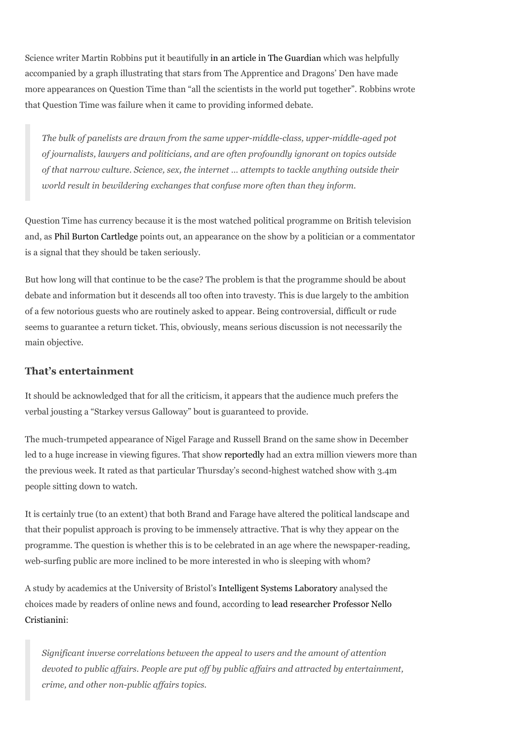Science writer Martin Robbins put it beautifully in an article in The Guardian which was helpfully accompanied by a graph illustrating that stars from The Apprentice and Dragons' Den have made more appearances on Question Time than "all the scientists in the world put together". Robbins wrote that Question Time was failure when it came to providing informed debate.

> *The bulk of panelists are drawn from the same upper-middle-class, upper-middle-aged pot of journalists, lawyers and politicians, and are often profoundly ignorant on topics outside of that narrow culture. Science, sex, the internet … attempts to tackle anything outside their world result in bewildering exchanges that confuse more often than they inform.*

Question Time has currency because it is the most watched political programme on British television and, as Phil Burton Cartledge points out, an appearance on the show by a politician or a commentator is a signal that they should be taken seriously.

But how long will that continue to be the case? The problem is that the programme should be about debate and information but it descends all too often into travesty. This is due largely to the ambition of a few notorious guests who are routinely asked to appear. Being controversial, difficult or rude seems to guarantee a return ticket. This, obviously, means serious discussion is not necessarily the main objective.

### That's entertainment

It should be acknowledged that for all the criticism, it appears that the audience much prefers the verbal jousting a "Starkey versus Galloway" bout is guaranteed to provide.

The much-trumpeted appearance of Nigel Farage and Russell Brand on the same show in December led to a huge increase in viewing figures. That show reportedly had an extra million viewers more than the previous week. It rated as that particular Thursday's second-highest watched show with 3.4m people sitting down to watch.

It is certainly true (to an extent) that both Brand and Farage have altered the political landscape and that their populist approach is proving to be immensely attractive. That is why they appear on the programme. The question is whether this is to be celebrated in an age where the newspaper-reading, web-surfing public are more inclined to be more interested in who is sleeping with whom?

A study by academics at the University of Bristol's Intelligent Systems Laboratory analysed the choices made by readers of online news and found, according to lead researcher Professor Nello Cristianini:

> *Significant inverse correlations between the appeal to users and the amount of attention devoted to public affairs. People are put off by public affairs and attracted by entertainment, crime, and other non-public affairs topics.*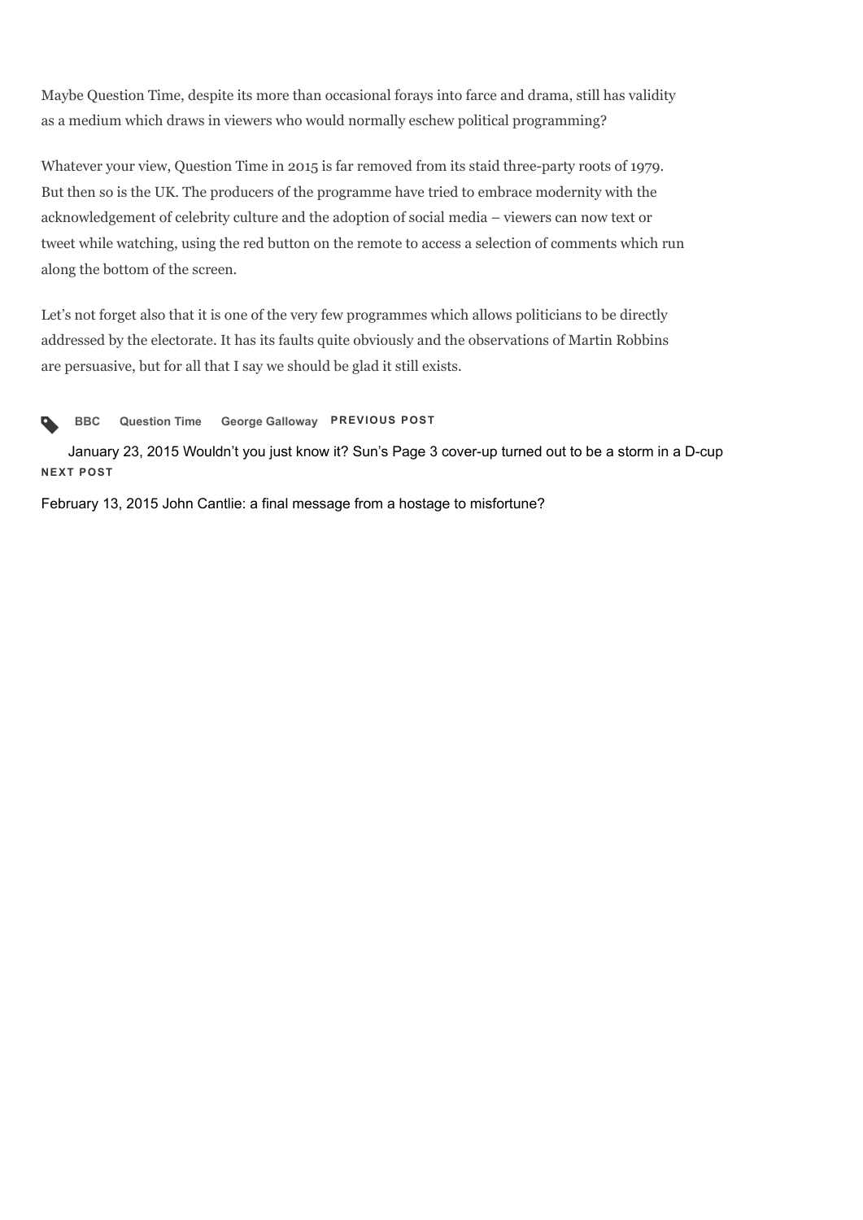Maybe Question Time, despite its more than occasional forays into farce and drama, still has validity as a medium which draws in viewers who would normally eschew political programming?

Whatever your view, Question Time in 2015 is far removed from its staid three-party roots of 1979. But then so is the UK. The producers of the programme have tried to embrace modernity with the acknowledgement of celebrity culture and the adoption of social media – viewers can now text or tweet while watching, using the red button on the remote to access a selection of comments which run along the bottom of the screen.

Let's not forget also that it is one of the very few programmes which allows politicians to be directly addressed by the electorate. It has its faults quite obviously and the observations of Martin Robbins are persuasive, but for all that I say we should be glad it still exists.

**BBC** **Question Time** **George Galloway**

**PREVIOUS POST**

January 23, 2015 Wouldn't you just know it? Sun's Page 3 cover-up turned out to be a storm in a D-cup

**NEXT POST**

February 13, 2015 John Cantlie: a final message from a hostage to misfortune?